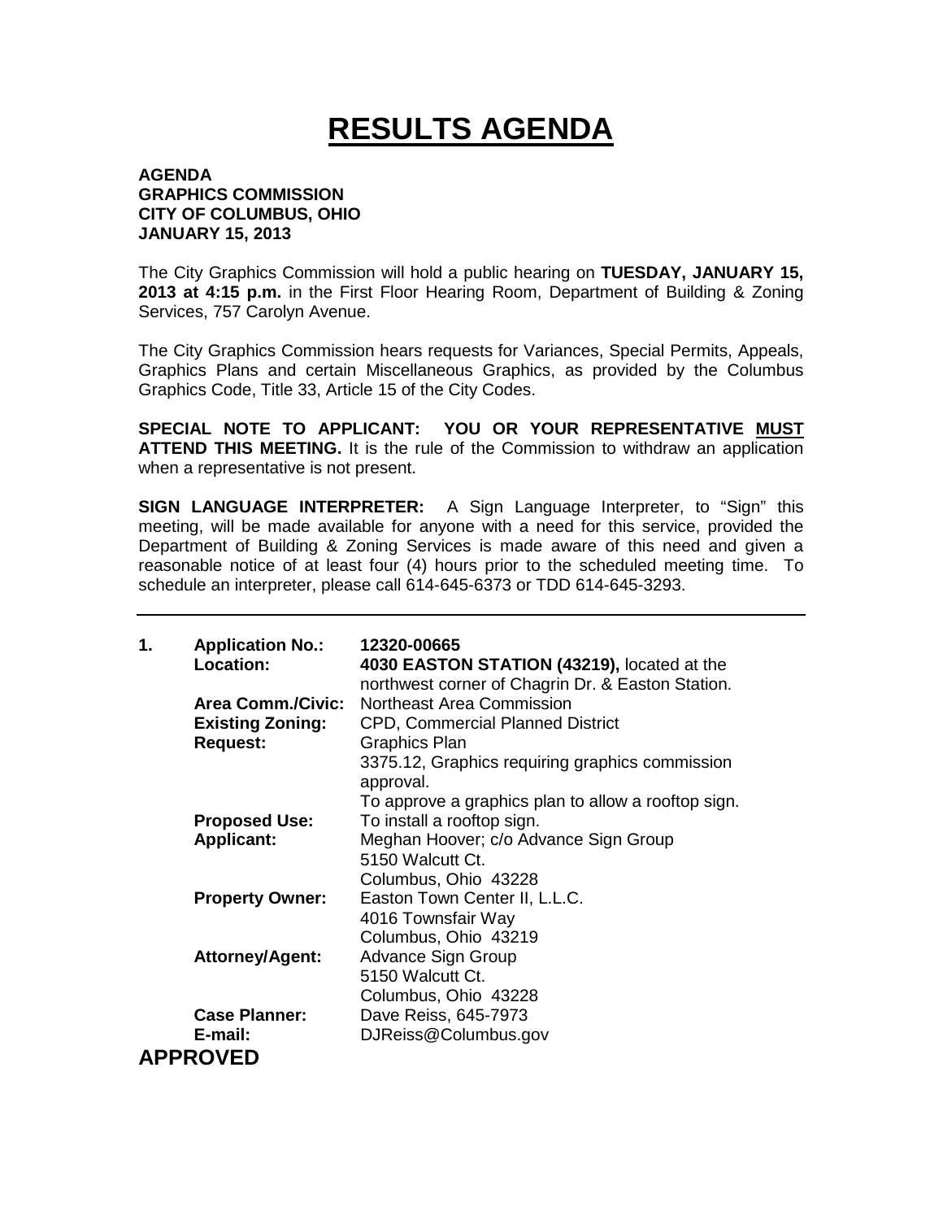# RESULTS AGENDA

**AGENDA**
**GRAPHICS COMMISSION**
**CITY OF COLUMBUS, OHIO**
**JANUARY 15, 2013**

The City Graphics Commission will hold a public hearing on **TUESDAY, JANUARY 15, 2013 at 4:15 p.m.** in the First Floor Hearing Room, Department of Building & Zoning Services, 757 Carolyn Avenue.

The City Graphics Commission hears requests for Variances, Special Permits, Appeals, Graphics Plans and certain Miscellaneous Graphics, as provided by the Columbus Graphics Code, Title 33, Article 15 of the City Codes.

**SPECIAL NOTE TO APPLICANT: YOU OR YOUR REPRESENTATIVE MUST ATTEND THIS MEETING.** It is the rule of the Commission to withdraw an application when a representative is not present.

**SIGN LANGUAGE INTERPRETER:** A Sign Language Interpreter, to "Sign" this meeting, will be made available for anyone with a need for this service, provided the Department of Building & Zoning Services is made aware of this need and given a reasonable notice of at least four (4) hours prior to the scheduled meeting time. To schedule an interpreter, please call 614-645-6373 or TDD 614-645-3293.

---

**1. Application No.:** 12320-00665
**Location:** **4030 EASTON STATION (43219),** located at the northwest corner of Chagrin Dr. & Easton Station.
**Area Comm./Civic:** Northeast Area Commission
**Existing Zoning:** CPD, Commercial Planned District
**Request:** Graphics Plan
3375.12, Graphics requiring graphics commission approval.
To approve a graphics plan to allow a rooftop sign.
**Proposed Use:** To install a rooftop sign.
**Applicant:** Meghan Hoover; c/o Advance Sign Group
5150 Walcutt Ct.
Columbus, Ohio 43228
**Property Owner:** Easton Town Center II, L.L.C.
4016 Townsfair Way
Columbus, Ohio 43219
**Attorney/Agent:** Advance Sign Group
5150 Walcutt Ct.
Columbus, Ohio 43228
**Case Planner:** Dave Reiss, 645-7973
**E-mail:** DJReiss@Columbus.gov

**APPROVED**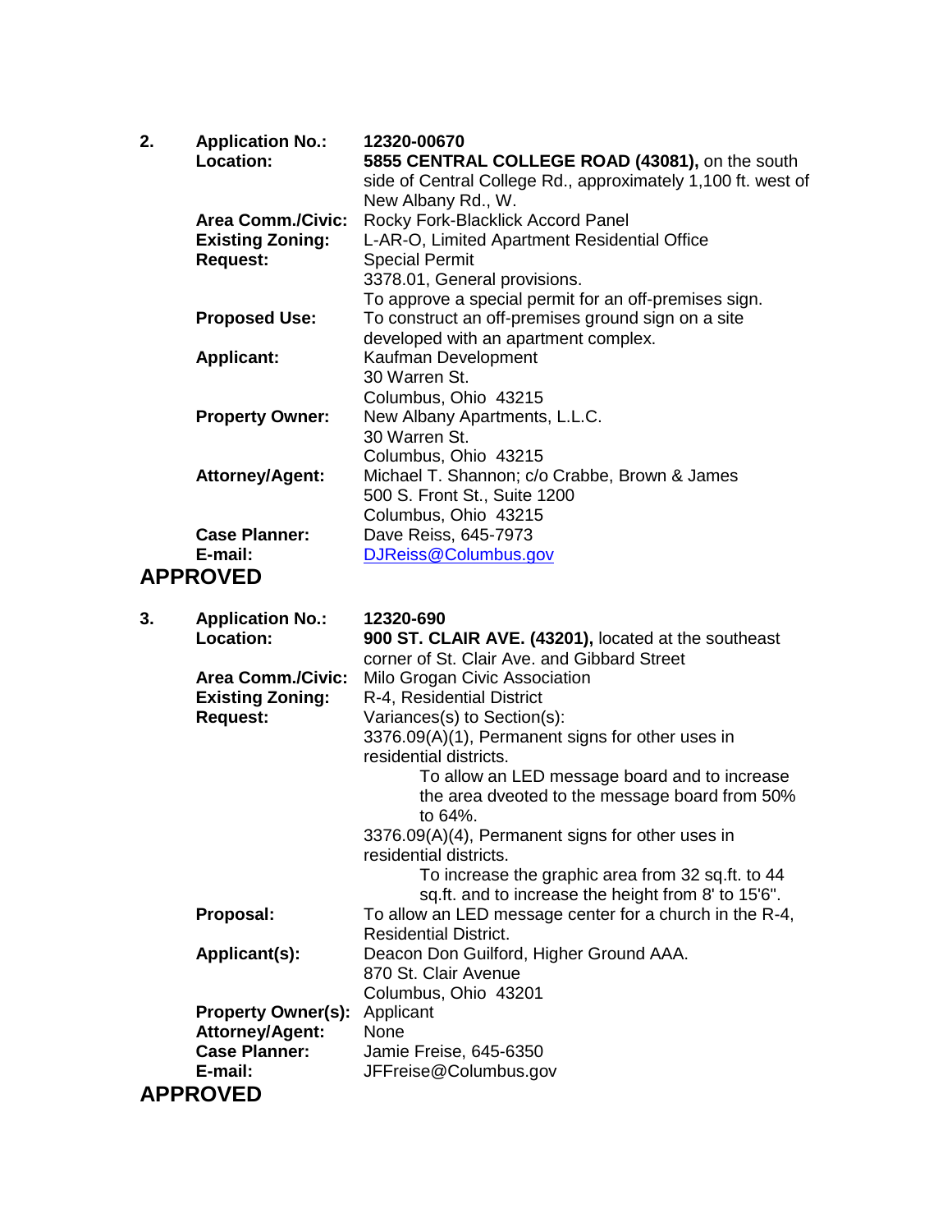2. **Application No.:** **12320-00670**

**Location:** **5855 CENTRAL COLLEGE ROAD (43081),** on the south side of Central College Rd., approximately 1,100 ft. west of New Albany Rd., W.

**Area Comm./Civic:** Rocky Fork-Blacklick Accord Panel

**Existing Zoning:** L-AR-O, Limited Apartment Residential Office

**Request:** Special Permit
3378.01, General provisions.
To approve a special permit for an off-premises sign.

**Proposed Use:** To construct an off-premises ground sign on a site developed with an apartment complex.

**Applicant:** Kaufman Development
30 Warren St.
Columbus, Ohio 43215

**Property Owner:** New Albany Apartments, L.L.C.
30 Warren St.
Columbus, Ohio 43215

**Attorney/Agent:** Michael T. Shannon; c/o Crabbe, Brown & James
500 S. Front St., Suite 1200
Columbus, Ohio 43215

**Case Planner:** Dave Reiss, 645-7973

**E-mail:** DJReiss@Columbus.gov

**APPROVED**

3. **Application No.:** **12320-690**

**Location:** **900 ST. CLAIR AVE. (43201),** located at the southeast corner of St. Clair Ave. and Gibbard Street

**Area Comm./Civic:** Milo Grogan Civic Association

**Existing Zoning:** R-4, Residential District

**Request:** Variances(s) to Section(s):
3376.09(A)(1), Permanent signs for other uses in residential districts.
To allow an LED message board and to increase the area dveoted to the message board from 50% to 64%.
3376.09(A)(4), Permanent signs for other uses in residential districts.
To increase the graphic area from 32 sq.ft. to 44 sq.ft. and to increase the height from 8' to 15'6".

**Proposal:** To allow an LED message center for a church in the R-4, Residential District.

**Applicant(s):** Deacon Don Guilford, Higher Ground AAA.
870 St. Clair Avenue
Columbus, Ohio 43201

**Property Owner(s):** Applicant

**Attorney/Agent:** None

**Case Planner:** Jamie Freise, 645-6350

**E-mail:** JFFreise@Columbus.gov

**APPROVED**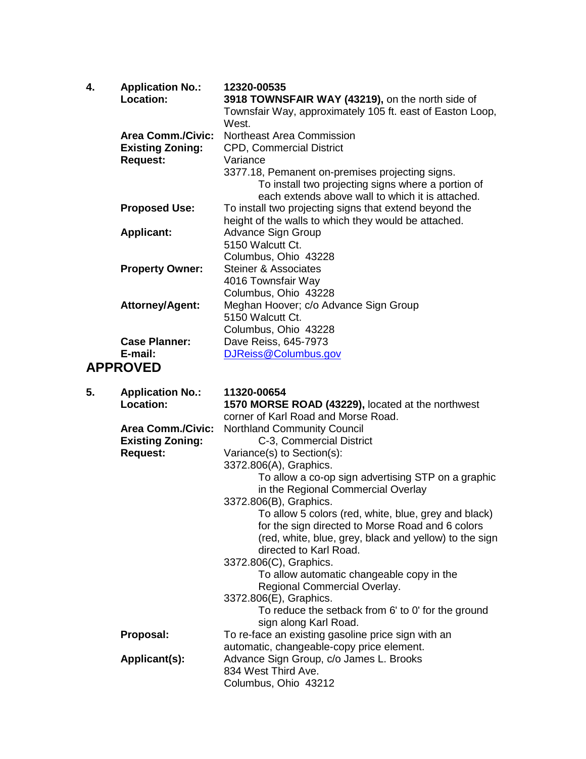**4. Application No.:** 12320-00535

**Location:** **3918 TOWNSFAIR WAY (43219),** on the north side of Townsfair Way, approximately 105 ft. east of Easton Loop, West.

**Area Comm./Civic:** Northeast Area Commission

**Existing Zoning:** CPD, Commercial District

**Request:** Variance
3377.18, Pemanent on-premises projecting signs.
To install two projecting signs where a portion of each extends above wall to which it is attached.

**Proposed Use:** To install two projecting signs that extend beyond the height of the walls to which they would be attached.

**Applicant:** Advance Sign Group
5150 Walcutt Ct.
Columbus, Ohio 43228

**Property Owner:** Steiner & Associates
4016 Townsfair Way
Columbus, Ohio 43228

**Attorney/Agent:** Meghan Hoover; c/o Advance Sign Group
5150 Walcutt Ct.
Columbus, Ohio 43228

**Case Planner:** Dave Reiss, 645-7973

**E-mail:** DJReiss@Columbus.gov

## APPROVED

**5. Application No.:** 11320-00654

**Location:** **1570 MORSE ROAD (43229),** located at the northwest corner of Karl Road and Morse Road.

**Area Comm./Civic:** Northland Community Council

**Existing Zoning:** C-3, Commercial District

**Request:** Variance(s) to Section(s):
3372.806(A), Graphics.
To allow a co-op sign advertising STP on a graphic in the Regional Commercial Overlay
3372.806(B), Graphics.
To allow 5 colors (red, white, blue, grey and black) for the sign directed to Morse Road and 6 colors (red, white, blue, grey, black and yellow) to the sign directed to Karl Road.
3372.806(C), Graphics.
To allow automatic changeable copy in the Regional Commercial Overlay.
3372.806(E), Graphics.
To reduce the setback from 6' to 0' for the ground sign along Karl Road.

**Proposal:** To re-face an existing gasoline price sign with an automatic, changeable-copy price element.

**Applicant(s):** Advance Sign Group, c/o James L. Brooks
834 West Third Ave.
Columbus, Ohio 43212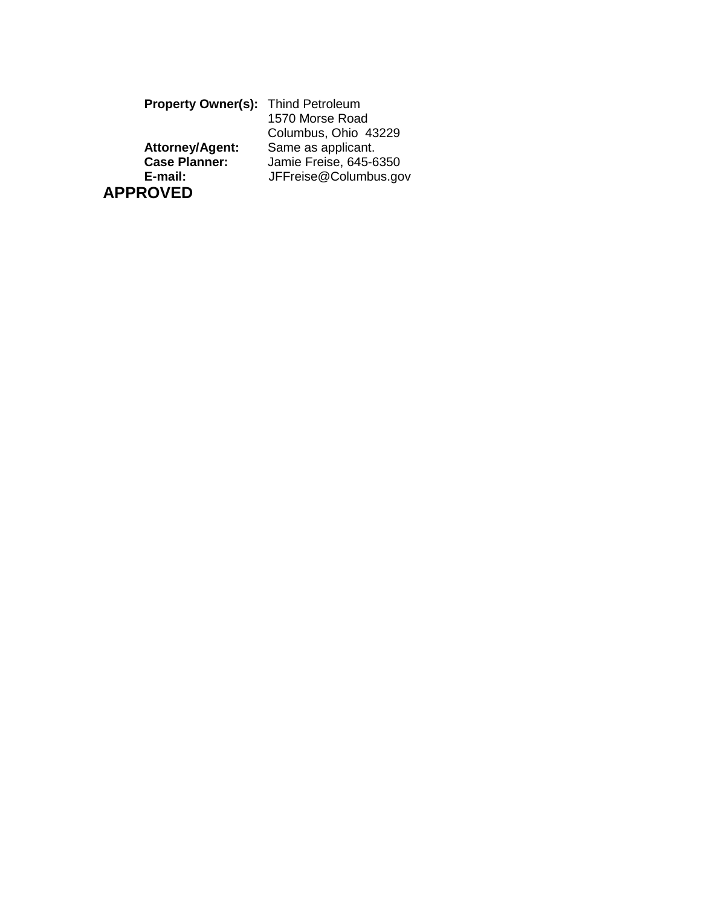**Property Owner(s):** Thind Petroleum
1570 Morse Road
Columbus, Ohio 43229
**Attorney/Agent:** Same as applicant.
**Case Planner:** Jamie Freise, 645-6350
**E-mail:** JFFreise@Columbus.gov

**APPROVED**